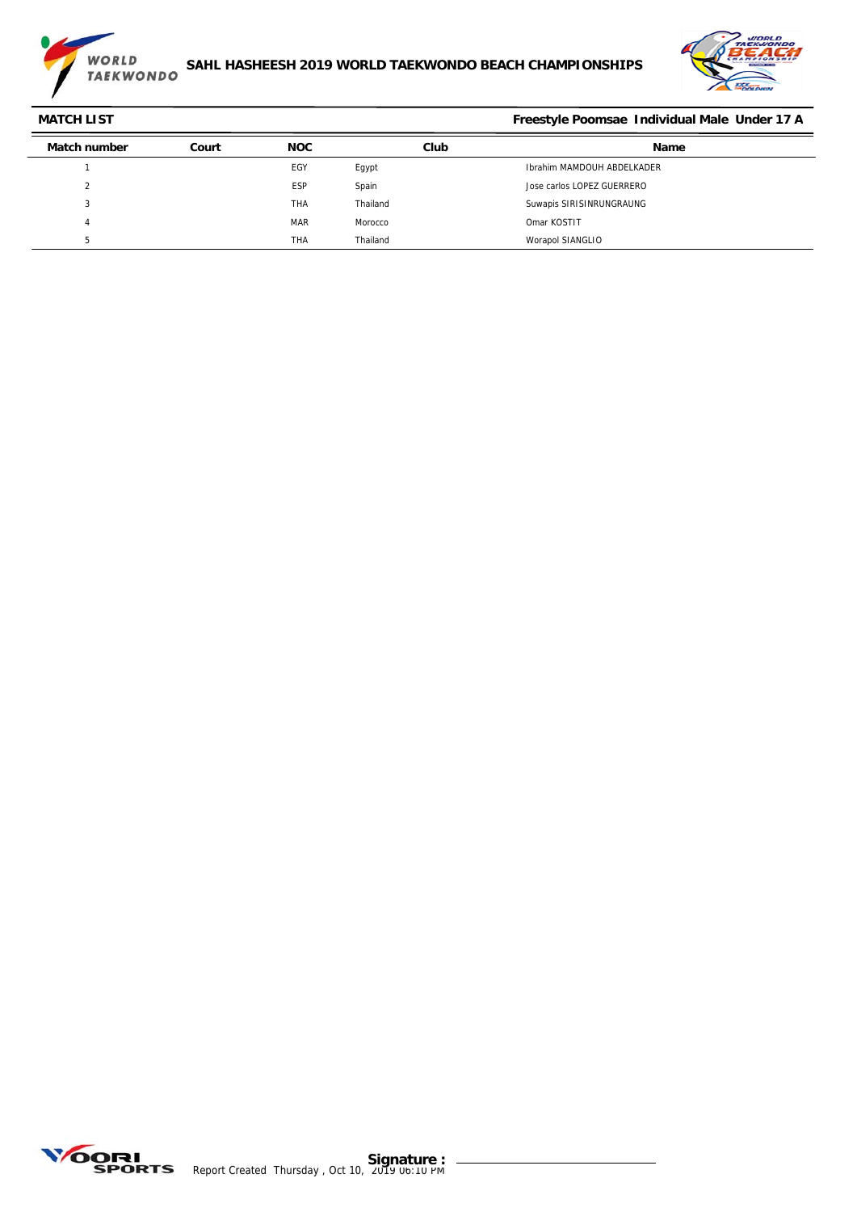# SAHL HASHEESH 2019 WORLD TAEKWONDO BEACH CHAMPIONSHIPS

**MATCH LIST**

**Freestyle Poomsae Individual Male Under 17 A**

| Match number | Court | NOC | Club | Name |
|---|---|---|---|---|
| 1 | | EGY | Egypt | Ibrahim MAMDOUH ABDELKADER |
| 2 | | ESP | Spain | Jose carlos LOPEZ GUERRERO |
| 3 | | THA | Thailand | Suwapis SIRISINRUNGRAUNG |
| 4 | | MAR | Morocco | Omar KOSTIT |
| 5 | | THA | Thailand | Worapol SIANGLIO |

Signature : ____________________

Report Created Thursday , Oct 10, 2019 06:10 PM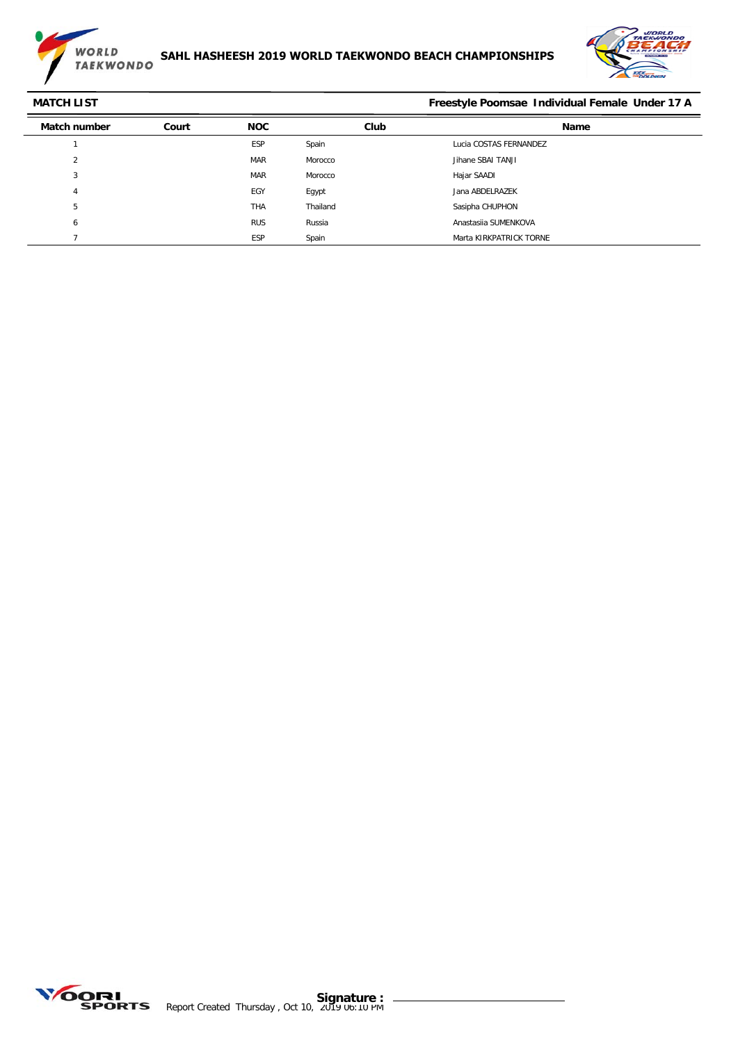# SAHL HASHEESH 2019 WORLD TAEKWONDO BEACH CHAMPIONSHIPS

**MATCH LIST** — **Freestyle Poomsae Individual Female Under 17 A**

| Match number | Court | NOC | Club | Name |
|---|---|---|---|---|
| 1 | | ESP | Spain | Lucia COSTAS FERNANDEZ |
| 2 | | MAR | Morocco | Jihane SBAI TANJI |
| 3 | | MAR | Morocco | Hajar SAADI |
| 4 | | EGY | Egypt | Jana ABDELRAZEK |
| 5 | | THA | Thailand | Sasipha CHUPHON |
| 6 | | RUS | Russia | Anastasiia SUMENKOVA |
| 7 | | ESP | Spain | Marta KIRKPATRICK TORNE |

Signature :

Report Created Thursday , Oct 10, 2019 06:10 PM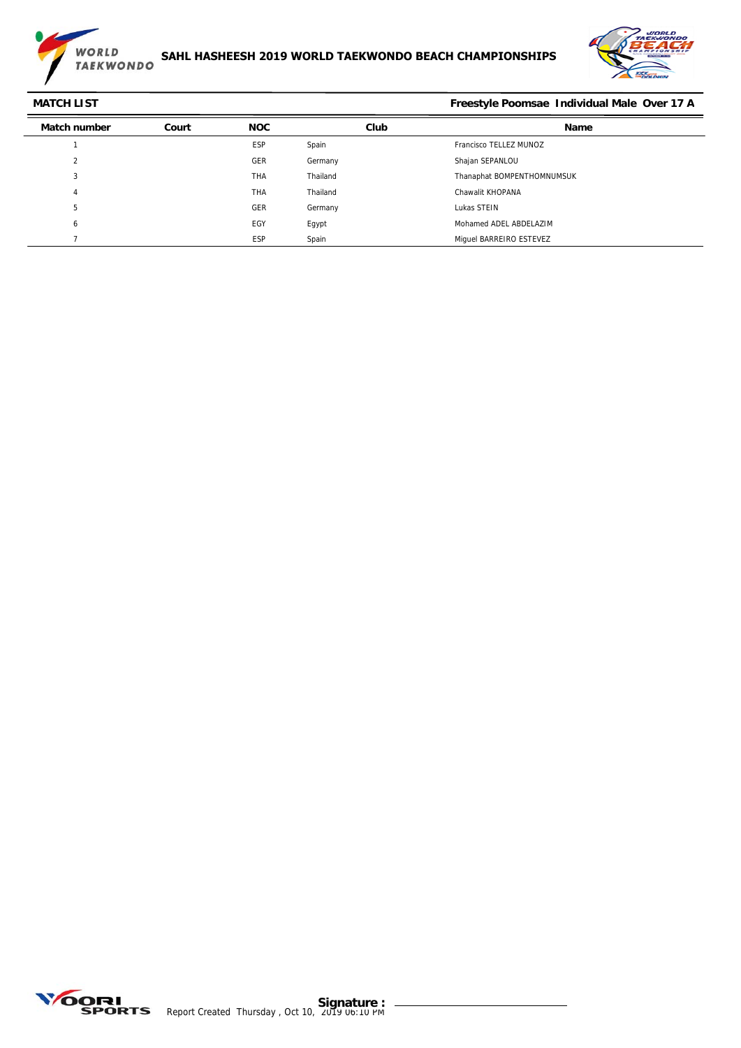# SAHL HASHEESH 2019 WORLD TAKWONDO BEACH CHAMPIONSHIPS

**MATCH LIST** **Freestyle Poomsae Individual Male Over 17 A**

| Match number | Court | NOC | Club | Name |
|---|---|---|---|---|
| 1 | | ESP | Spain | Francisco TELLEZ MUNOZ |
| 2 | | GER | Germany | Shajan SEPANLOU |
| 3 | | THA | Thailand | Thanaphat BOMPENTHOMNUMSUK |
| 4 | | THA | Thailand | Chawalit KHOPANA |
| 5 | | GER | Germany | Lukas STEIN |
| 6 | | EGY | Egypt | Mohamed ADEL ABDELAZIM |
| 7 | | ESP | Spain | Miguel BARREIRO ESTEVEZ |

Signature :

Report Created Thursday , Oct 10, 2019 06:10 PM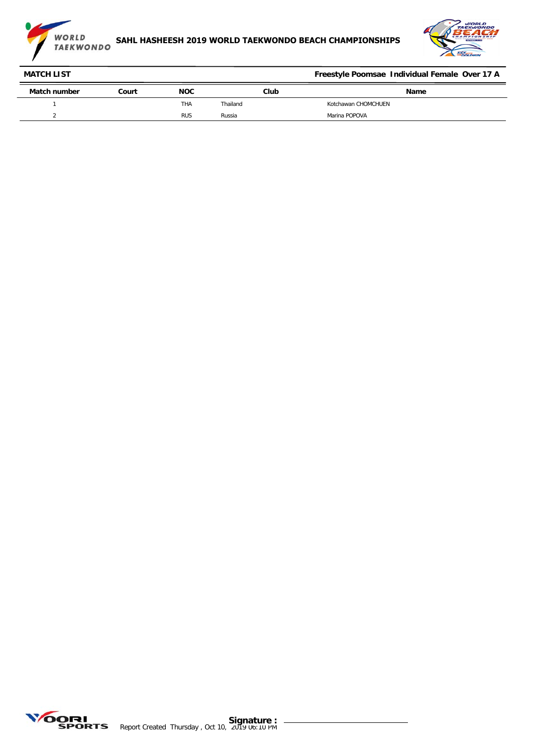SAHL HASHEESH 2019 WORLD TAEKWONDO BEACH CHAMPIONSHIPS

**MATCH LIST** **Freestyle Poomsae Individual Female Over 17 A**

| Match number | Court | NOC | Club | Name |
|---|---|---|---|---|
| 1 | | THA | Thailand | Kotchawan CHOMCHUEN |
| 2 | | RUS | Russia | Marina POPOVA |

Report Created Thursday , Oct 10, 2019 06:10 PM

**Signature :**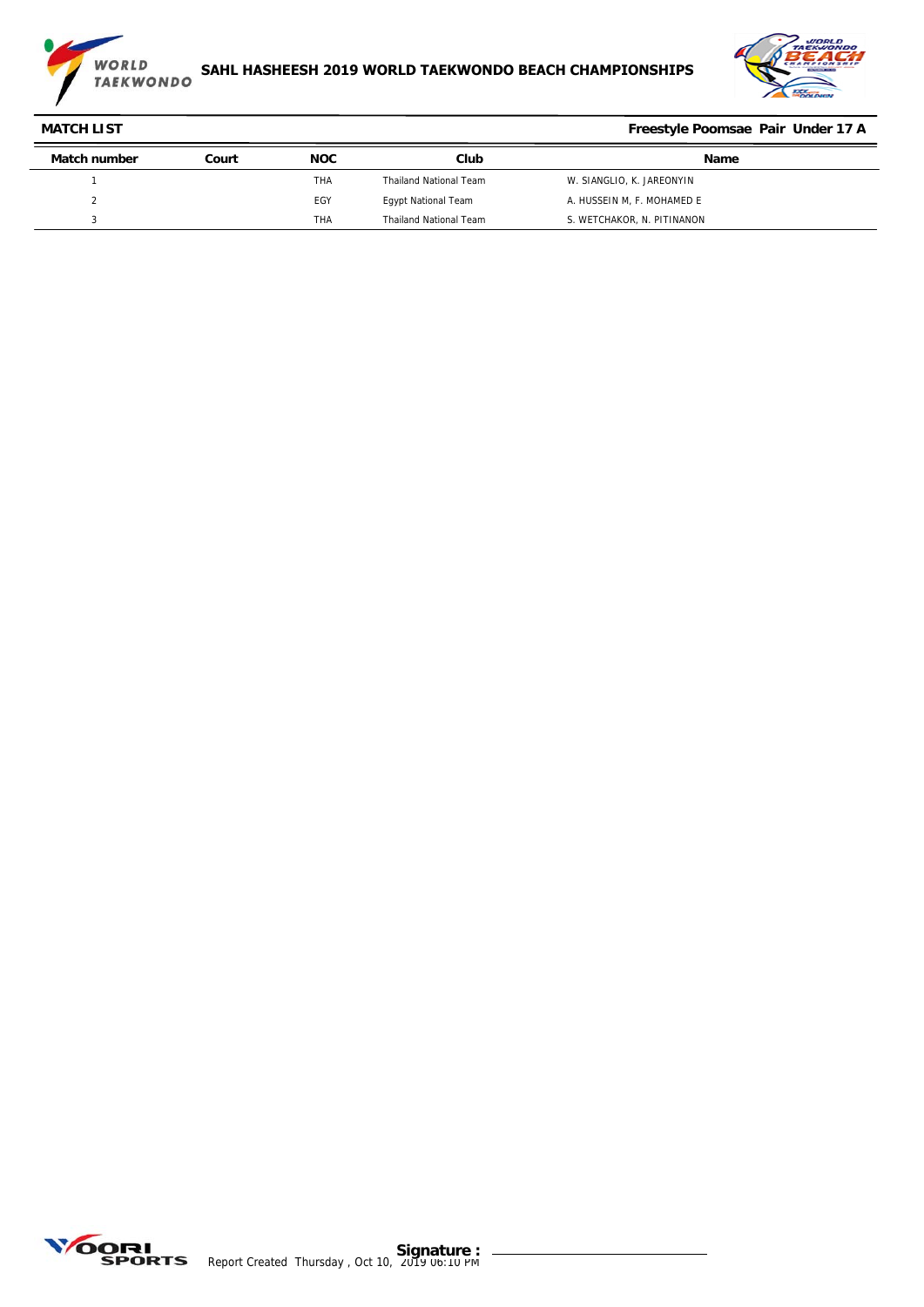# SAHL HASHEESH 2019 WORLD TAKEWONDO BEACH CHAMPIONSHIPS

**MATCH LIST** — **Freestyle Poomsae Pair Under 17 A**

| Match number | Court | NOC | Club | Name |
|---|---|---|---|---|
| 1 | | THA | Thailand National Team | W. SIANGLIO, K. JAREONYIN |
| 2 | | EGY | Egypt National Team | A. HUSSEIN M, F. MOHAMED E |
| 3 | | THA | Thailand National Team | S. WETCHAKOR, N. PITINANON |

Report Created Thursday , Oct 10, 2019 06:10 PM

**Signature :**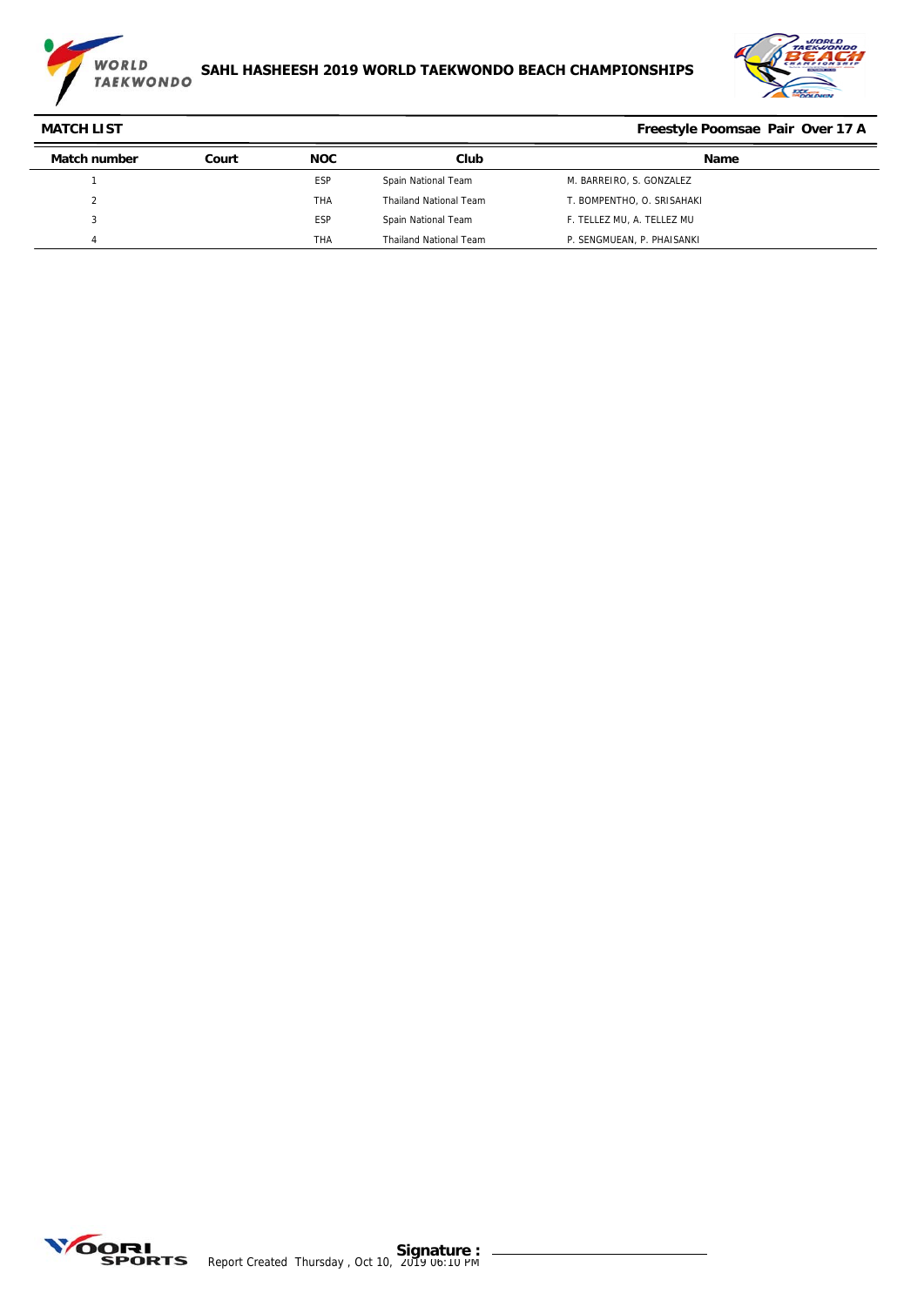# SAHL HASHEESH 2019 WORLD TAEKWONDO BEACH CHAMPIONSHIPS

**MATCH LIST** — **Freestyle Poomsae Pair Over 17 A**

| Match number | Court | NOC | Club | Name |
|---|---|---|---|---|
| 1 | | ESP | Spain National Team | M. BARREIRO, S. GONZALEZ |
| 2 | | THA | Thailand National Team | T. BOMPENTHO, O. SRISAHAKI |
| 3 | | ESP | Spain National Team | F. TELLEZ MU, A. TELLEZ MU |
| 4 | | THA | Thailand National Team | P. SENGMUEAN, P. PHAISANKI |

Report Created Thursday , Oct 10, 2019 06:10 PM

**Signature :**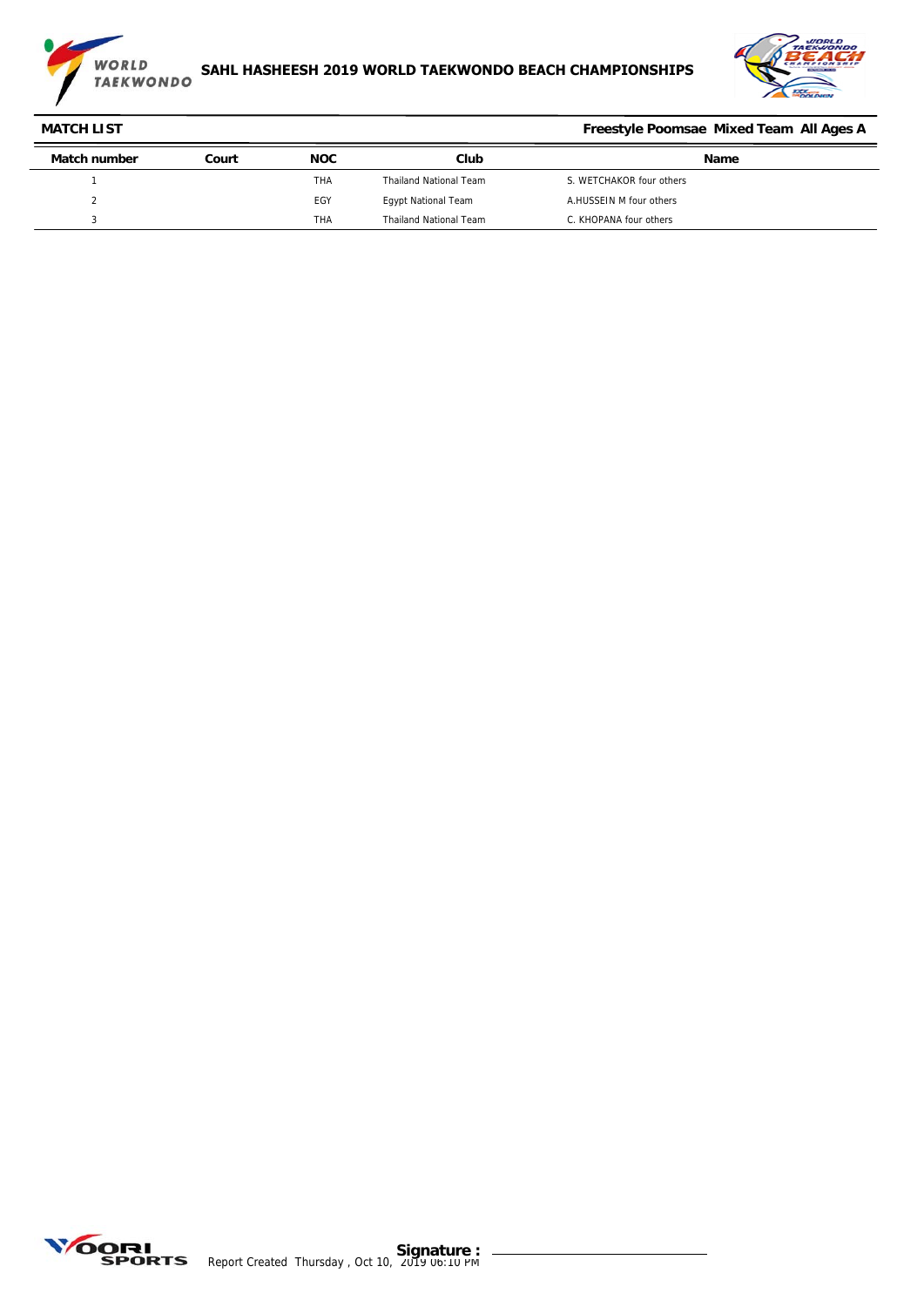# SAHL HASHEESH 2019 WORLD TAEKWONDO BEACH CHAMPIONSHIPS

**MATCH LIST** — **Freestyle Poomsae Mixed Team All Ages A**

| Match number | Court | NOC | Club | Name |
|---|---|---|---|---|
| 1 | | THA | Thailand National Team | S. WETCHAKOR four others |
| 2 | | EGY | Egypt National Team | A.HUSSEIN M four others |
| 3 | | THA | Thailand National Team | C. KHOPANA four others |

Report Created Thursday , Oct 10, 2019 06:10 PM

**Signature :**